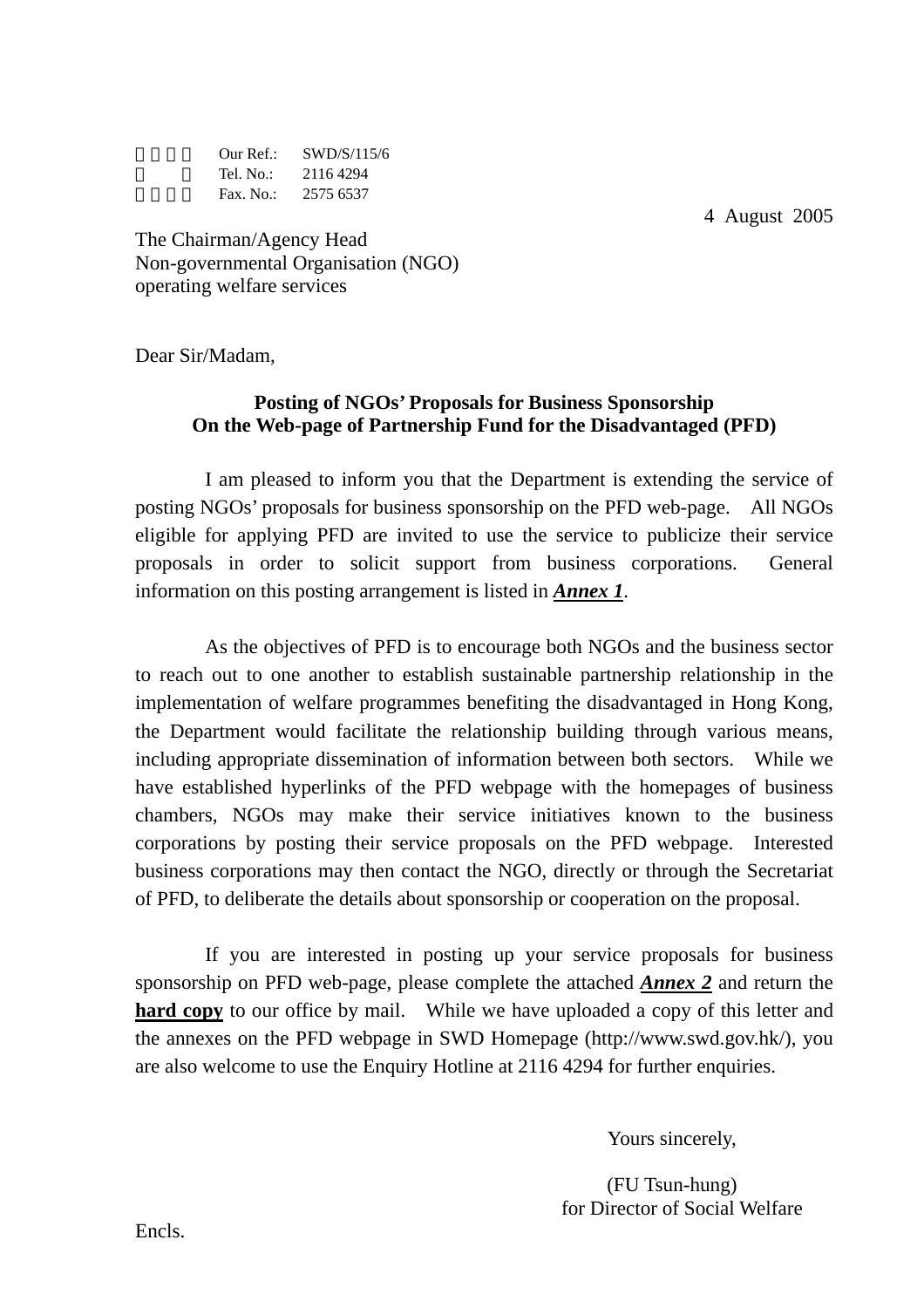Our Ref.: SWD/S/115/6
Tel. No.: 2116 4294
Fax. No.: 2575 6537

4 August 2005

The Chairman/Agency Head
Non-governmental Organisation (NGO)
operating welfare services

Dear Sir/Madam,

**Posting of NGOs' Proposals for Business Sponsorship**
**On the Web-page of Partnership Fund for the Disadvantaged (PFD)**

I am pleased to inform you that the Department is extending the service of posting NGOs' proposals for business sponsorship on the PFD web-page. All NGOs eligible for applying PFD are invited to use the service to publicize their service proposals in order to solicit support from business corporations. General information on this posting arrangement is listed in ***Annex 1***.

As the objectives of PFD is to encourage both NGOs and the business sector to reach out to one another to establish sustainable partnership relationship in the implementation of welfare programmes benefiting the disadvantaged in Hong Kong, the Department would facilitate the relationship building through various means, including appropriate dissemination of information between both sectors. While we have established hyperlinks of the PFD webpage with the homepages of business chambers, NGOs may make their service initiatives known to the business corporations by posting their service proposals on the PFD webpage. Interested business corporations may then contact the NGO, directly or through the Secretariat of PFD, to deliberate the details about sponsorship or cooperation on the proposal.

If you are interested in posting up your service proposals for business sponsorship on PFD web-page, please complete the attached ***Annex 2*** and return the **hard copy** to our office by mail. While we have uploaded a copy of this letter and the annexes on the PFD webpage in SWD Homepage (http://www.swd.gov.hk/), you are also welcome to use the Enquiry Hotline at 2116 4294 for further enquiries.

Yours sincerely,

(FU Tsun-hung)
for Director of Social Welfare

Encls.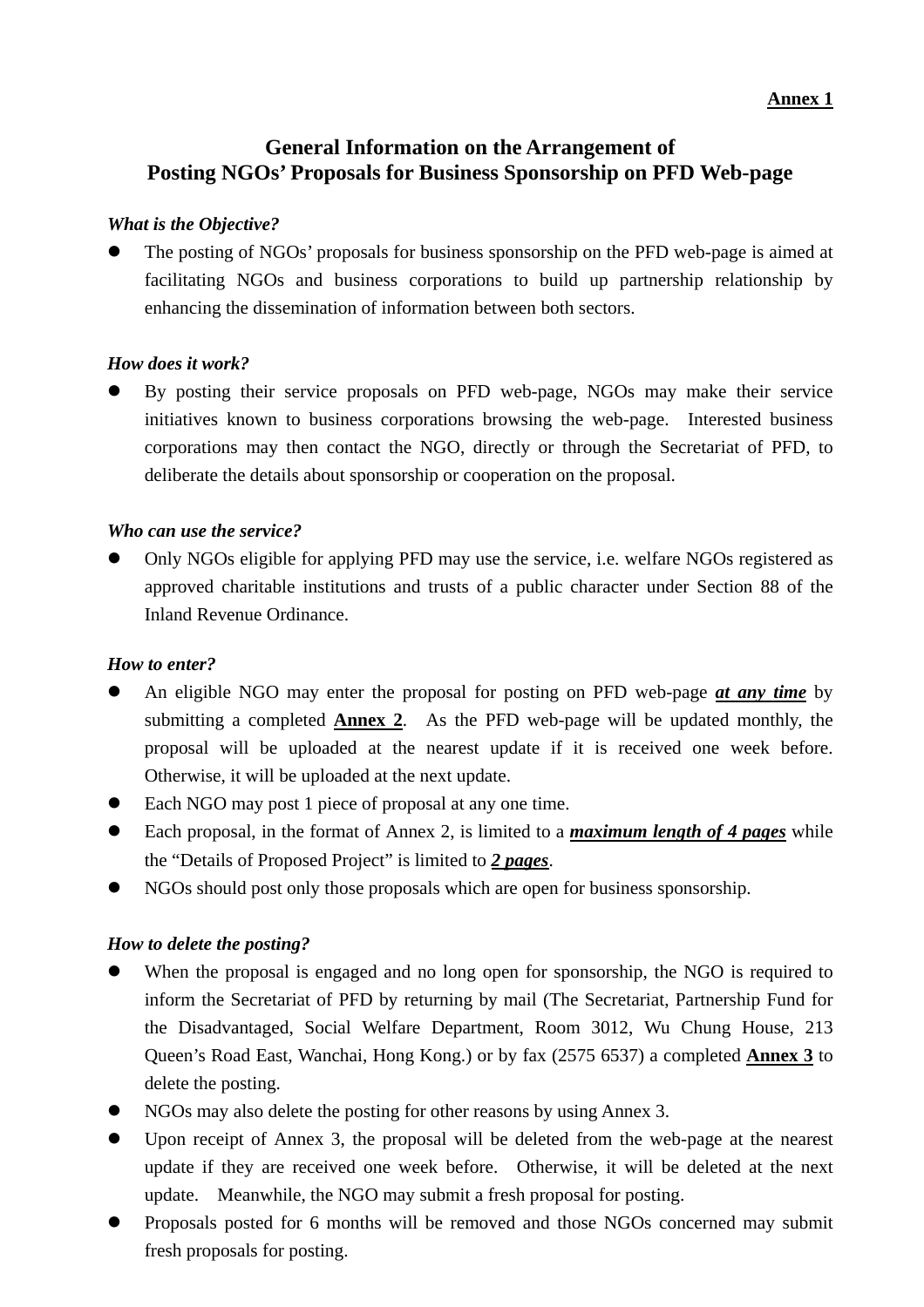**Annex 1**

# General Information on the Arrangement of Posting NGOs' Proposals for Business Sponsorship on PFD Web-page

***What is the Objective?***

- The posting of NGOs' proposals for business sponsorship on the PFD web-page is aimed at facilitating NGOs and business corporations to build up partnership relationship by enhancing the dissemination of information between both sectors.

***How does it work?***

- By posting their service proposals on PFD web-page, NGOs may make their service initiatives known to business corporations browsing the web-page. Interested business corporations may then contact the NGO, directly or through the Secretariat of PFD, to deliberate the details about sponsorship or cooperation on the proposal.

***Who can use the service?***

- Only NGOs eligible for applying PFD may use the service, i.e. welfare NGOs registered as approved charitable institutions and trusts of a public character under Section 88 of the Inland Revenue Ordinance.

***How to enter?***

- An eligible NGO may enter the proposal for posting on PFD web-page ***at any time*** by submitting a completed **Annex 2**. As the PFD web-page will be updated monthly, the proposal will be uploaded at the nearest update if it is received one week before. Otherwise, it will be uploaded at the next update.
- Each NGO may post 1 piece of proposal at any one time.
- Each proposal, in the format of Annex 2, is limited to a ***maximum length of 4 pages*** while the "Details of Proposed Project" is limited to ***2 pages***.
- NGOs should post only those proposals which are open for business sponsorship.

***How to delete the posting?***

- When the proposal is engaged and no long open for sponsorship, the NGO is required to inform the Secretariat of PFD by returning by mail (The Secretariat, Partnership Fund for the Disadvantaged, Social Welfare Department, Room 3012, Wu Chung House, 213 Queen's Road East, Wanchai, Hong Kong.) or by fax (2575 6537) a completed **Annex 3** to delete the posting.
- NGOs may also delete the posting for other reasons by using Annex 3.
- Upon receipt of Annex 3, the proposal will be deleted from the web-page at the nearest update if they are received one week before. Otherwise, it will be deleted at the next update. Meanwhile, the NGO may submit a fresh proposal for posting.
- Proposals posted for 6 months will be removed and those NGOs concerned may submit fresh proposals for posting.